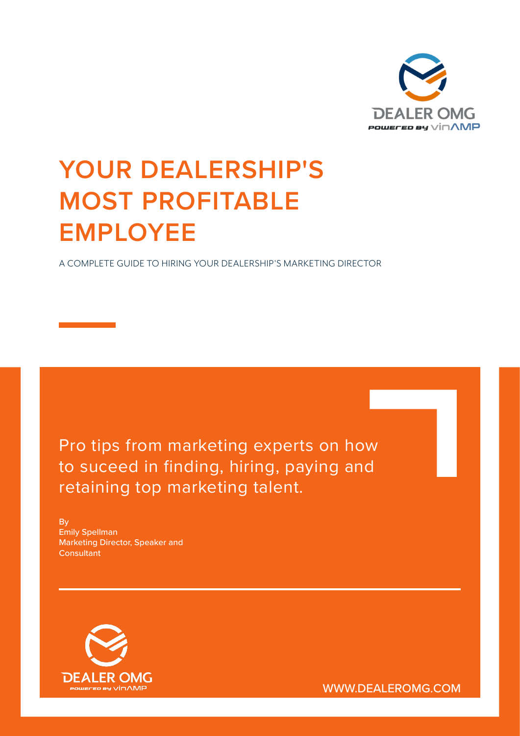DEALER OMG

POWERED BY vinAMP

# YOUR DEALERSHIP'S MOST PROFITABLE EMPLOYEE

A COMPLETE GUIDE TO HIRING YOUR DEALERSHIP'S MARKETING DIRECTOR

Pro tips from marketing experts on how to suceed in finding, hiring, paying and retaining top marketing talent.

By
Emily Spellman
Marketing Director, Speaker and Consultant

DEALER OMG

POWERED BY vinAMP

WWW.DEALEROMG.COM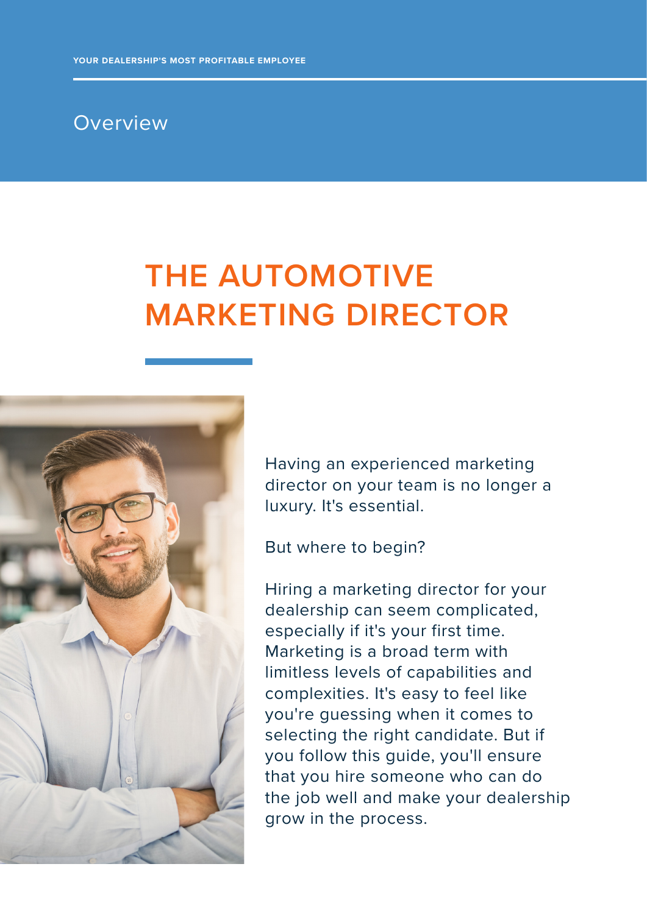## Overview

# THE AUTOMOTIVE MARKETING DIRECTOR

Having an experienced marketing director on your team is no longer a luxury. It's essential.

But where to begin?

Hiring a marketing director for your dealership can seem complicated, especially if it's your first time. Marketing is a broad term with limitless levels of capabilities and complexities. It's easy to feel like you're guessing when it comes to selecting the right candidate. But if you follow this guide, you'll ensure that you hire someone who can do the job well and make your dealership grow in the process.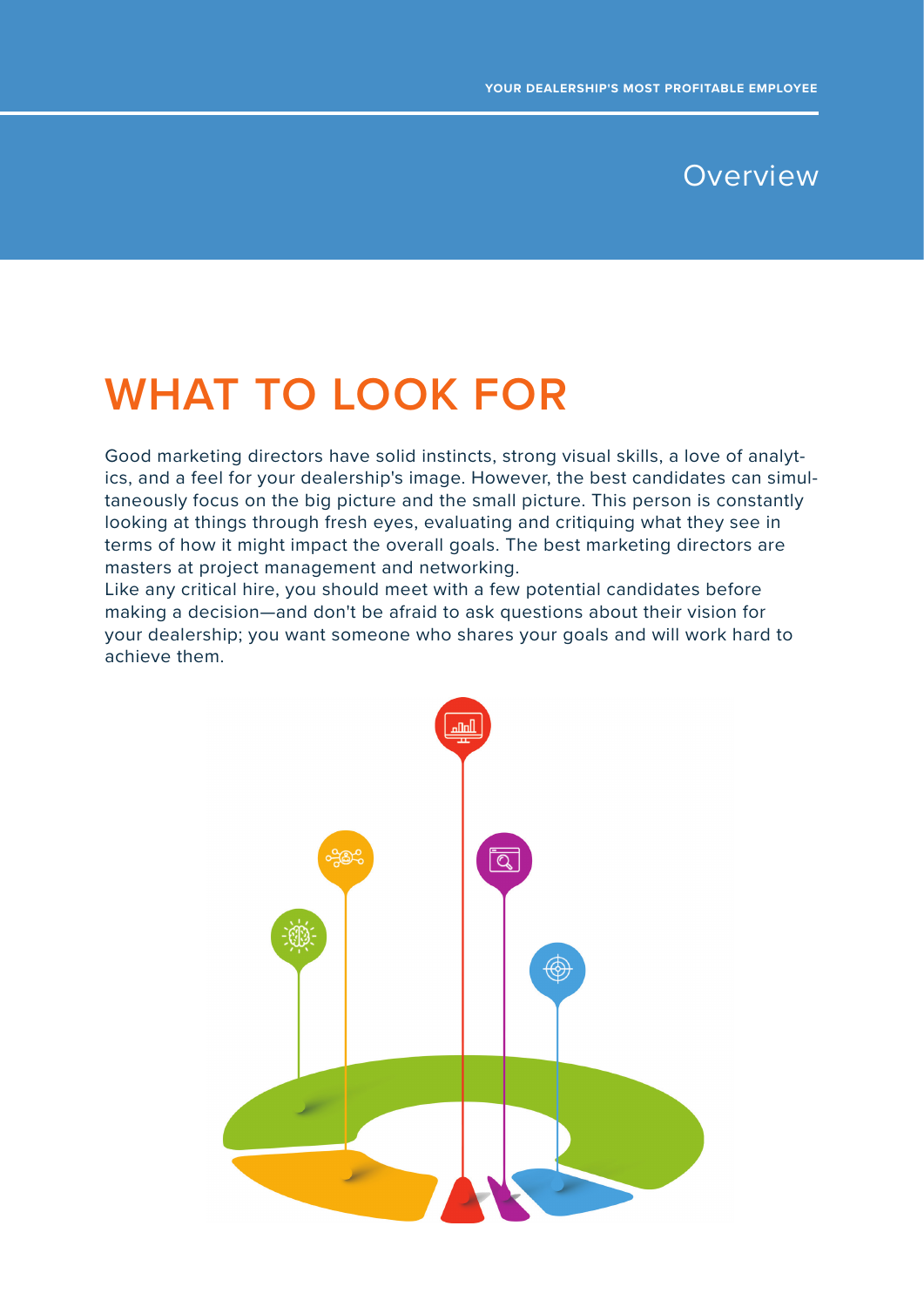# Overview

## WHAT TO LOOK FOR

Good marketing directors have solid instincts, strong visual skills, a love of analytics, and a feel for your dealership's image. However, the best candidates can simultaneously focus on the big picture and the small picture. This person is constantly looking at things through fresh eyes, evaluating and critiquing what they see in terms of how it might impact the overall goals. The best marketing directors are masters at project management and networking.

Like any critical hire, you should meet with a few potential candidates before making a decision—and don't be afraid to ask questions about their vision for your dealership; you want someone who shares your goals and will work hard to achieve them.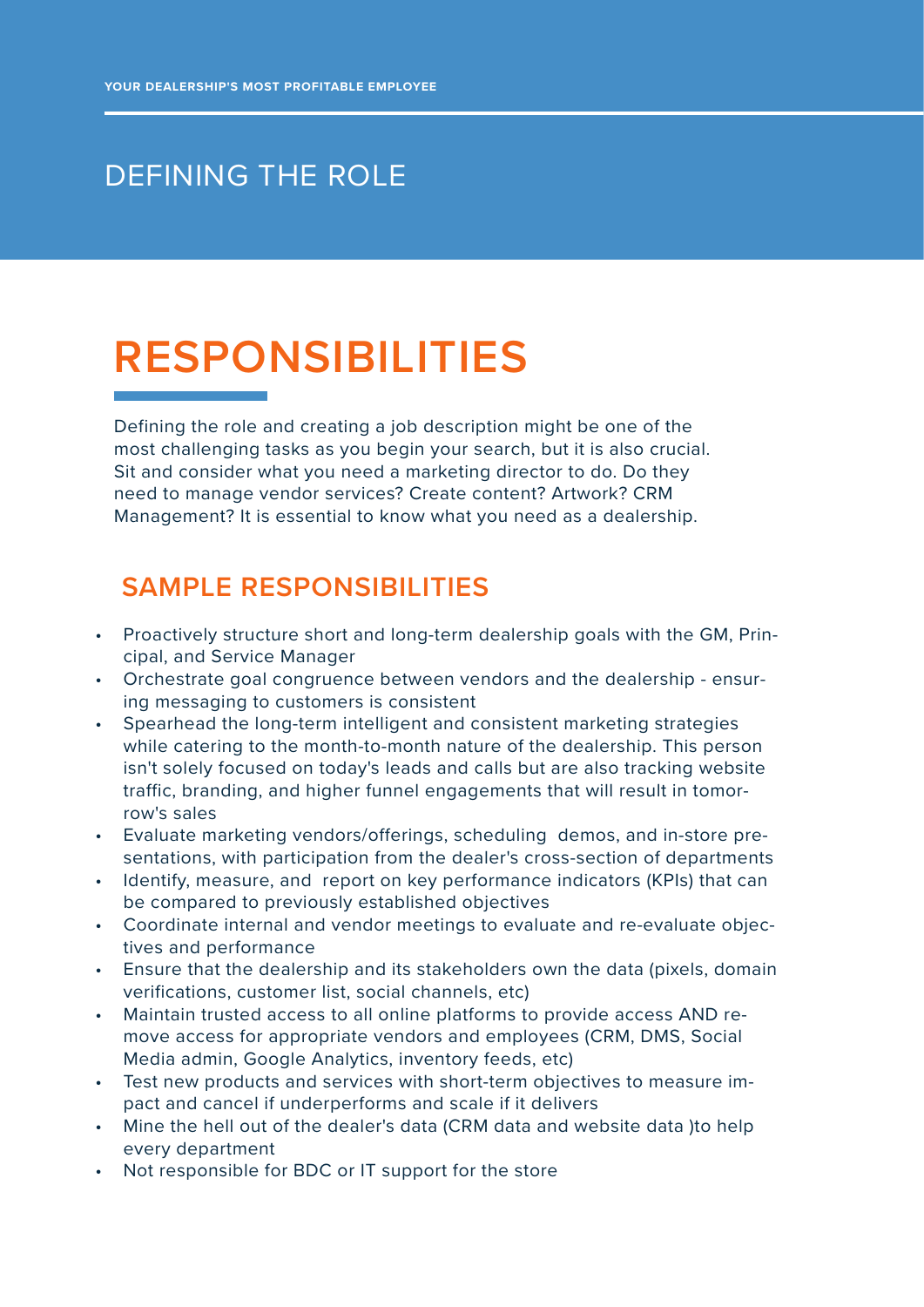YOUR DEALERSHIP'S MOST PROFITABLE EMPLOYEE

## DEFINING THE ROLE

# RESPONSIBILITIES

Defining the role and creating a job description might be one of the most challenging tasks as you begin your search, but it is also crucial. Sit and consider what you need a marketing director to do. Do they need to manage vendor services? Create content? Artwork? CRM Management? It is essential to know what you need as a dealership.

## SAMPLE RESPONSIBILITIES

- Proactively structure short and long-term dealership goals with the GM, Principal, and Service Manager
- Orchestrate goal congruence between vendors and the dealership - ensuring messaging to customers is consistent
- Spearhead the long-term intelligent and consistent marketing strategies while catering to the month-to-month nature of the dealership. This person isn't solely focused on today's leads and calls but are also tracking website traffic, branding, and higher funnel engagements that will result in tomorrow's sales
- Evaluate marketing vendors/offerings, scheduling demos, and in-store presentations, with participation from the dealer's cross-section of departments
- Identify, measure, and report on key performance indicators (KPIs) that can be compared to previously established objectives
- Coordinate internal and vendor meetings to evaluate and re-evaluate objectives and performance
- Ensure that the dealership and its stakeholders own the data (pixels, domain verifications, customer list, social channels, etc)
- Maintain trusted access to all online platforms to provide access AND remove access for appropriate vendors and employees (CRM, DMS, Social Media admin, Google Analytics, inventory feeds, etc)
- Test new products and services with short-term objectives to measure impact and cancel if it underperforms and scale if it delivers
- Mine the hell out of the dealer's data (CRM data and website data )to help every department
- Not responsible for BDC or IT support for the store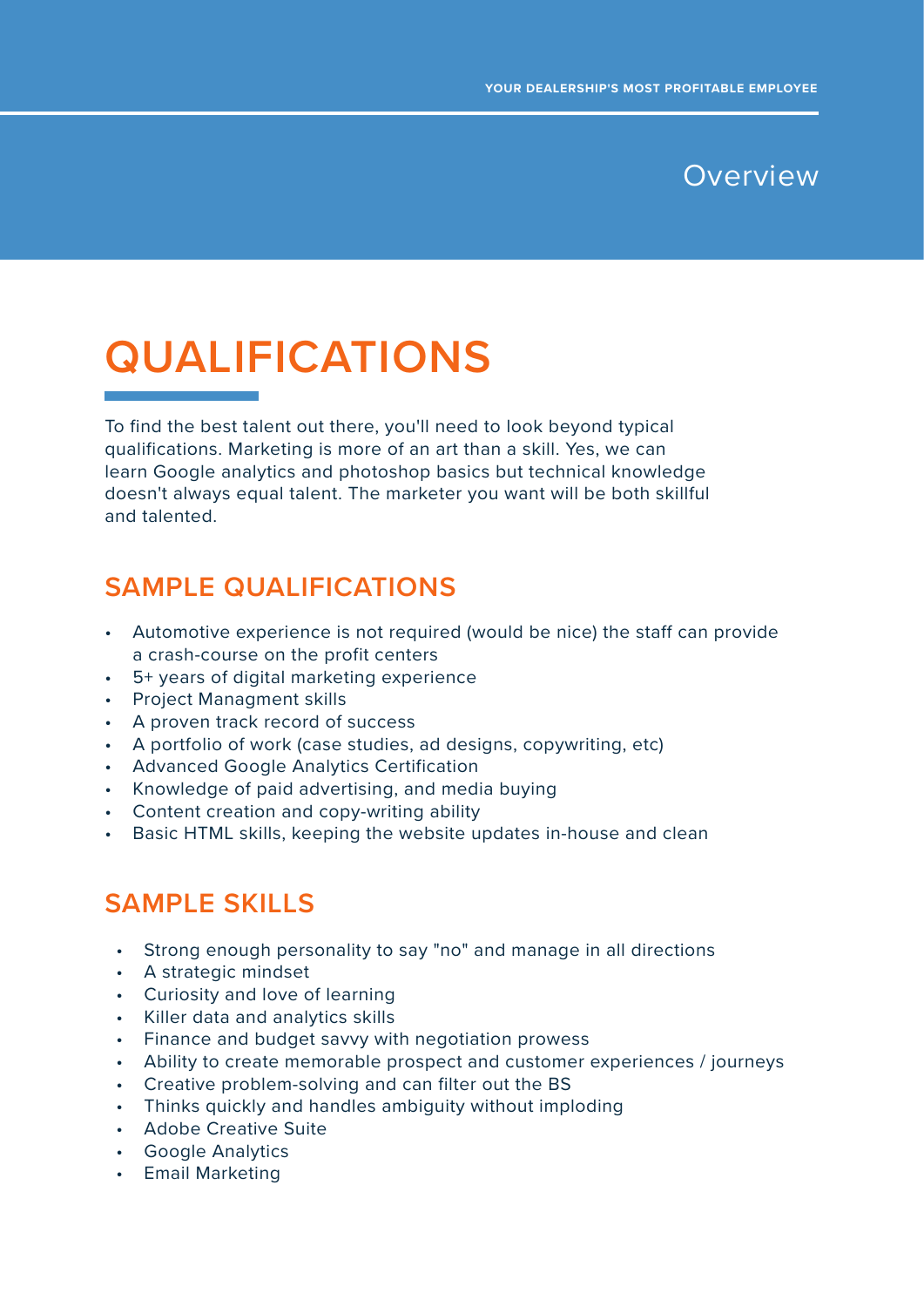# QUALIFICATIONS

To find the best talent out there, you'll need to look beyond typical qualifications. Marketing is more of an art than a skill. Yes, we can learn Google analytics and photoshop basics but technical knowledge doesn't always equal talent. The marketer you want will be both skillful and talented.

## SAMPLE QUALIFICATIONS

- Automotive experience is not required (would be nice) the staff can provide a crash-course on the profit centers
- 5+ years of digital marketing experience
- Project Managment skills
- A proven track record of success
- A portfolio of work (case studies, ad designs, copywriting, etc)
- Advanced Google Analytics Certification
- Knowledge of paid advertising, and media buying
- Content creation and copy-writing ability
- Basic HTML skills, keeping the website updates in-house and clean

## SAMPLE SKILLS

- Strong enough personality to say "no" and manage in all directions
- A strategic mindset
- Curiosity and love of learning
- Killer data and analytics skills
- Finance and budget savvy with negotiation prowess
- Ability to create memorable prospect and customer experiences / journeys
- Creative problem-solving and can filter out the BS
- Thinks quickly and handles ambiguity without imploding
- Adobe Creative Suite
- Google Analytics
- Email Marketing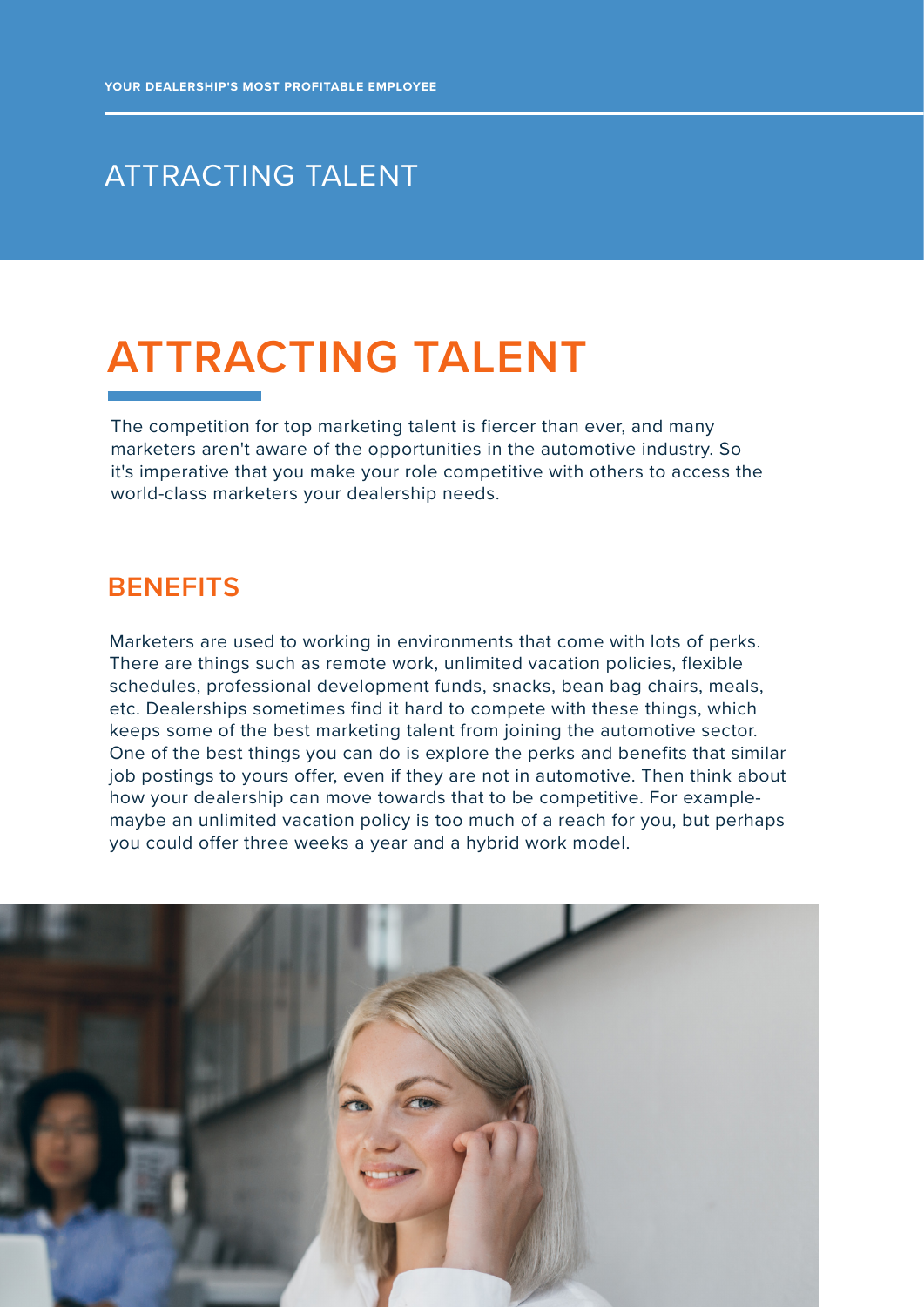# ATTRACTING TALENT

The competition for top marketing talent is fiercer than ever, and many marketers aren't aware of the opportunities in the automotive industry. So it's imperative that you make your role competitive with others to access the world-class marketers your dealership needs.

## BENEFITS

Marketers are used to working in environments that come with lots of perks. There are things such as remote work, unlimited vacation policies, flexible schedules, professional development funds, snacks, bean bag chairs, meals, etc. Dealerships sometimes find it hard to compete with these things, which keeps some of the best marketing talent from joining the automotive sector. One of the best things you can do is explore the perks and benefits that similar job postings to yours offer, even if they are not in automotive. Then think about how your dealership can move towards that to be competitive. For example- maybe an unlimited vacation policy is too much of a reach for you, but perhaps you could offer three weeks a year and a hybrid work model.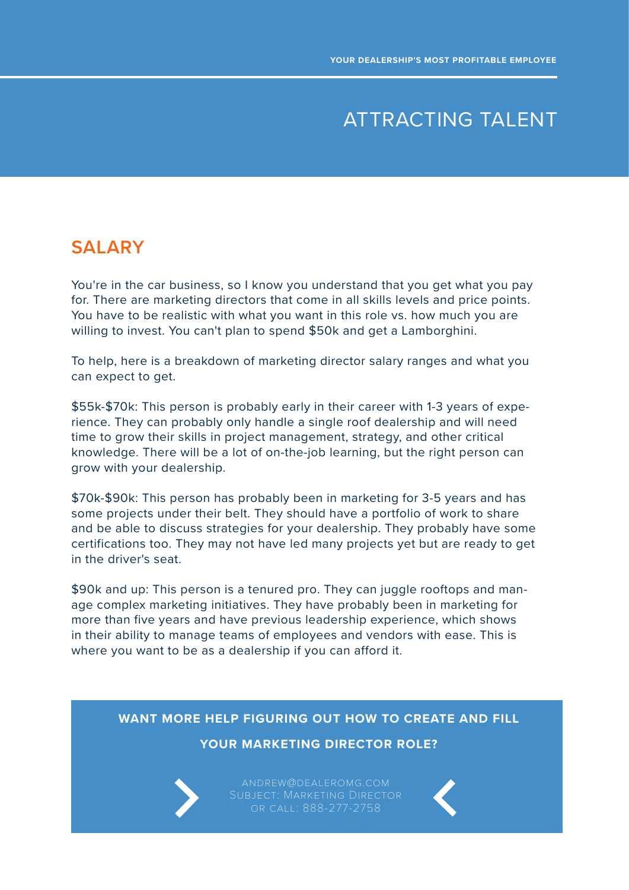# ATTRACTING TALENT

## SALARY

You're in the car business, so I know you understand that you get what you pay for. There are marketing directors that come in all skills levels and price points. You have to be realistic with what you want in this role vs. how much you are willing to invest. You can't plan to spend $50k and get a Lamborghini.

To help, here is a breakdown of marketing director salary ranges and what you can expect to get.

$55k-$70k: This person is probably early in their career with 1-3 years of experience. They can probably only handle a single roof dealership and will need time to grow their skills in project management, strategy, and other critical knowledge. There will be a lot of on-the-job learning, but the right person can grow with your dealership.

$70k-$90k: This person has probably been in marketing for 3-5 years and has some projects under their belt. They should have a portfolio of work to share and be able to discuss strategies for your dealership. They probably have some certifications too. They may not have led many projects yet but are ready to get in the driver's seat.

$90k and up: This person is a tenured pro. They can juggle rooftops and manage complex marketing initiatives. They have probably been in marketing for more than five years and have previous leadership experience, which shows in their ability to manage teams of employees and vendors with ease. This is where you want to be as a dealership if you can afford it.

**WANT MORE HELP FIGURING OUT HOW TO CREATE AND FILL YOUR MARKETING DIRECTOR ROLE?**

ANDREW@DEALEROMG.COM
SUBJECT: MARKETING DIRECTOR
OR CALL: 888-277-2758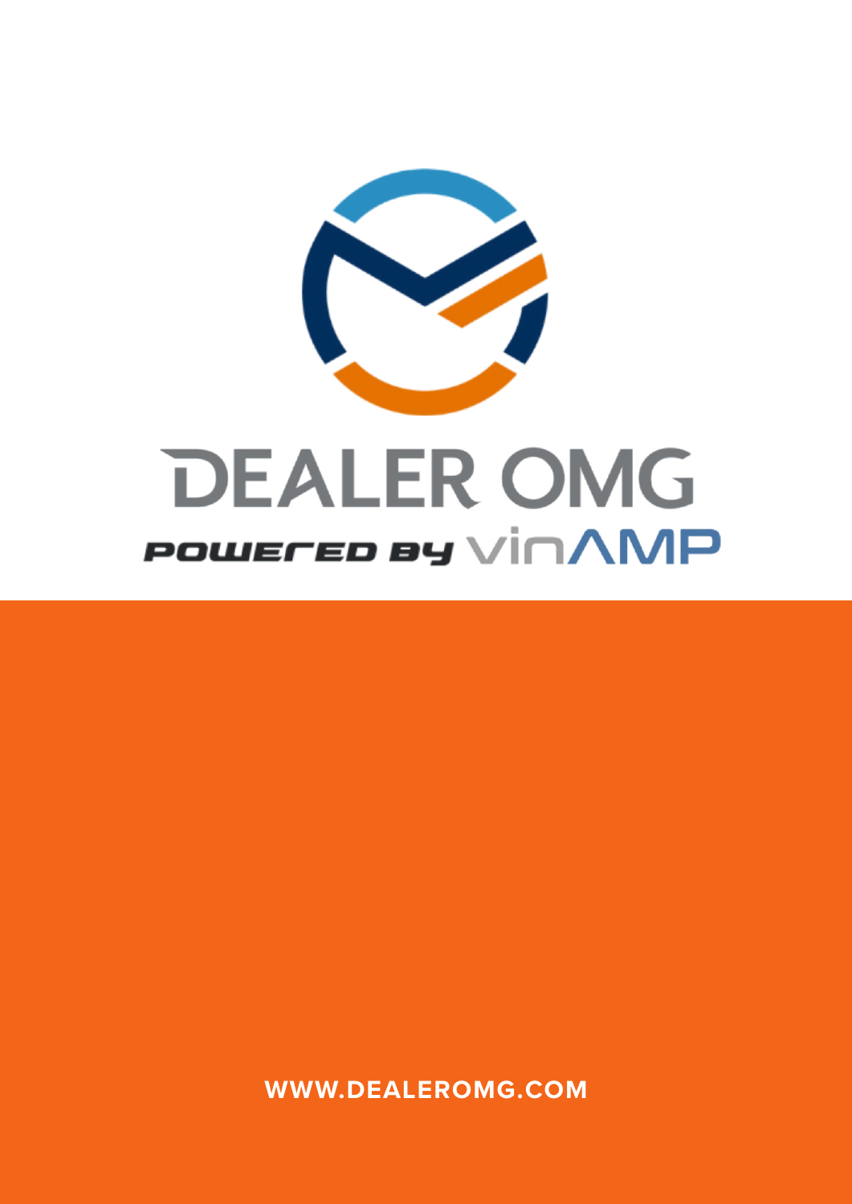DEALER OMG

POWERED BY VINAMP

**WWW.DEALEROMG.COM**